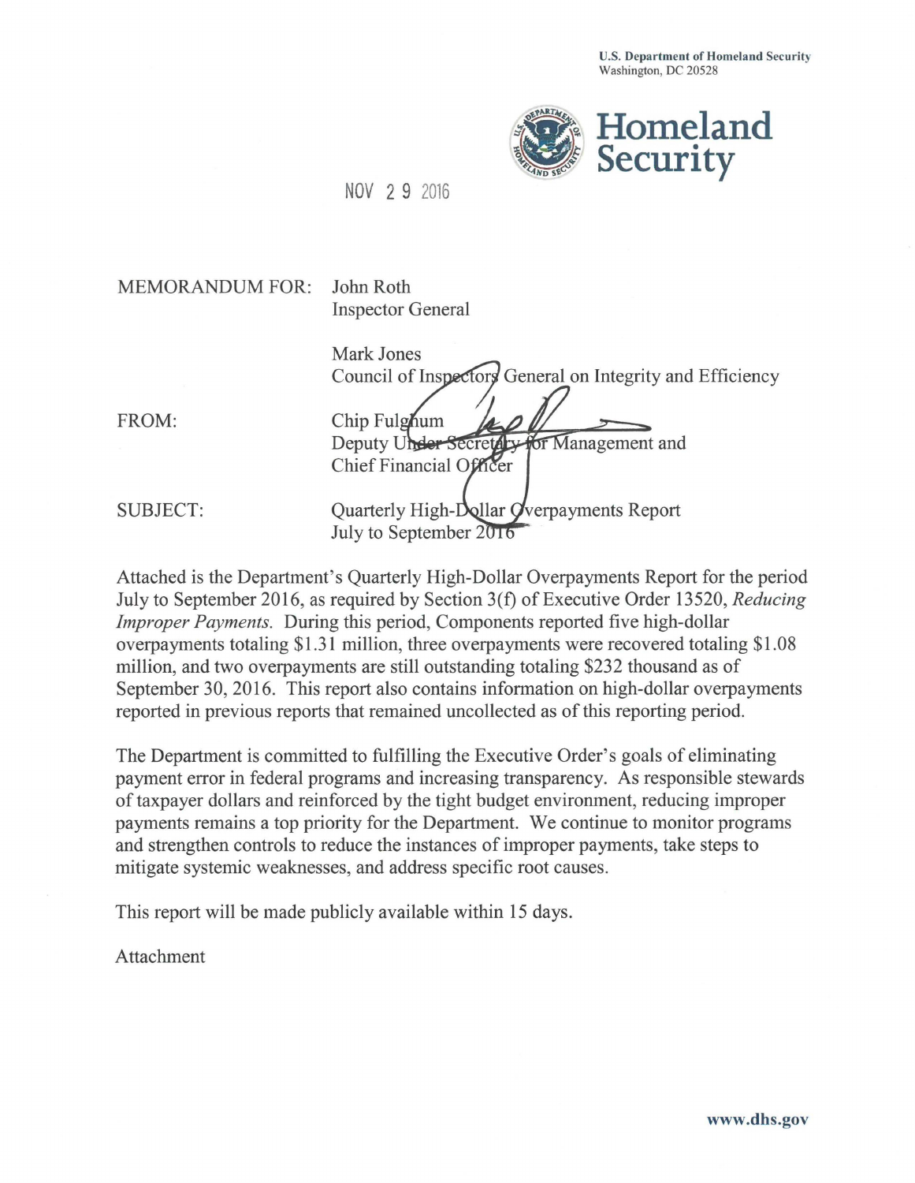U.S. Department of Homeland Security
Washington, DC 20528

**Homeland Security**

NOV 29 2016

MEMORANDUM FOR: John Roth
Inspector General

Mark Jones
Council of Inspectors General on Integrity and Efficiency

FROM: Chip Fulghum
Deputy Under Secretary for Management and
Chief Financial Officer

SUBJECT: Quarterly High-Dollar Overpayments Report
July to September 2016

Attached is the Department's Quarterly High-Dollar Overpayments Report for the period July to September 2016, as required by Section 3(f) of Executive Order 13520, *Reducing Improper Payments.* During this period, Components reported five high-dollar overpayments totaling $1.31 million, three overpayments were recovered totaling $1.08 million, and two overpayments are still outstanding totaling $232 thousand as of September 30, 2016. This report also contains information on high-dollar overpayments reported in previous reports that remained uncollected as of this reporting period.

The Department is committed to fulfilling the Executive Order's goals of eliminating payment error in federal programs and increasing transparency. As responsible stewards of taxpayer dollars and reinforced by the tight budget environment, reducing improper payments remains a top priority for the Department. We continue to monitor programs and strengthen controls to reduce the instances of improper payments, take steps to mitigate systemic weaknesses, and address specific root causes.

This report will be made publicly available within 15 days.

Attachment

www.dhs.gov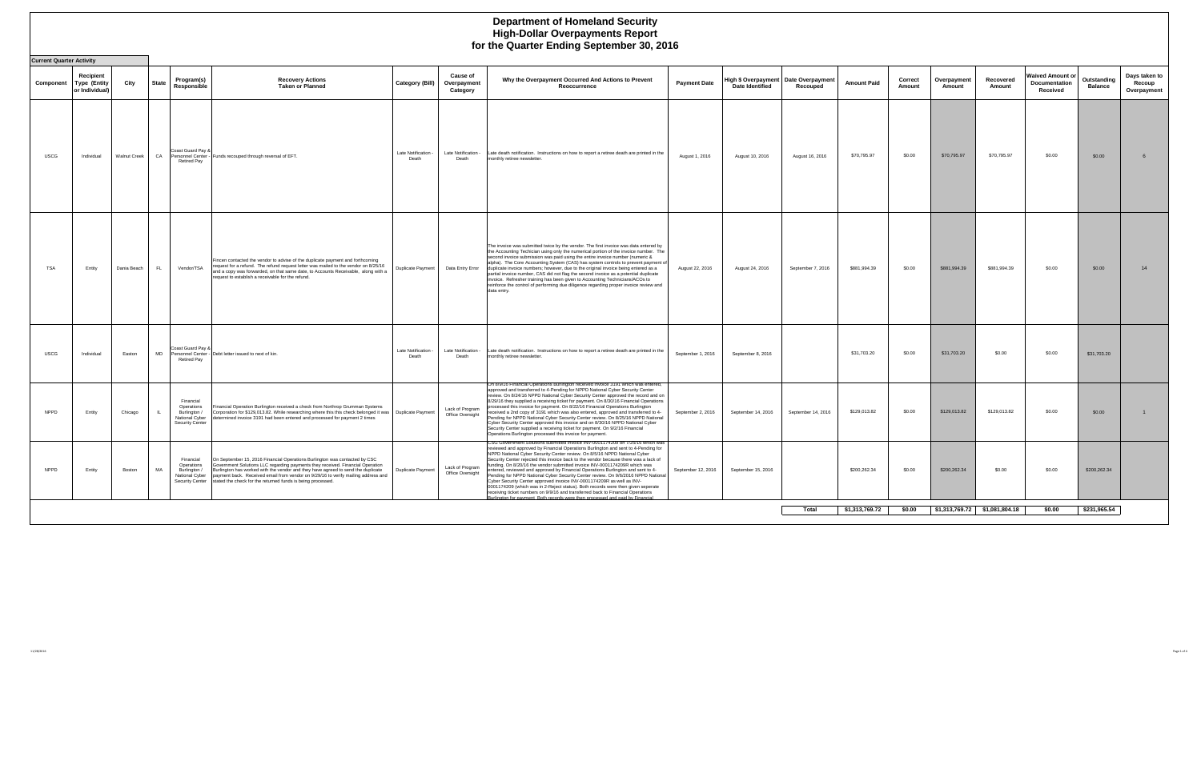# Department of Homeland Security
## High-Dollar Overpayments Report
## for the Quarter Ending September 30, 2016

**Current Quarter Activity**

| Component | Recipient Type (Entity or Individual) | City | State | Program(s) Responsible | Recovery Actions Taken or Planned | Category (Bill) | Cause of Overpayment Category | Why the Overpayment Occurred And Actions to Prevent Reoccurrence | Payment Date | High $ Overpayment Date Identified | Date Overpayment Recouped | Amount Paid | Correct Amount | Overpayment Amount | Recovered Amount | Waived Amount or Documentation Received | Outstanding Balance | Days taken to Recoup Overpayment |
|---|---|---|---|---|---|---|---|---|---|---|---|---|---|---|---|---|---|---|
| USCG | Individual | Walnut Creek | CA | Coast Guard Pay & Personnel Center - Retired Pay | Funds recouped through reversal of EFT. | Late Notification - Death | Late Notification - Death | Late death notification. Instructions on how to report a retiree death are printed in the monthly retiree newsletter. | August 1, 2016 | August 10, 2016 | August 16, 2016 | $70,795.97 | $0.00 | $70,795.97 | $70,795.97 | $0.00 | $0.00 | 6 |
| TSA | Entity | Dania Beach | FL | Vendor/TSA | Fincen contacted the vendor to advise of the duplicate payment and forthcoming request for a refund. The refund request letter was mailed to the vendor on 8/25/16 and a copy was forwarded, on that same date, to Accounts Receivable, along with a request to establish a receivable for the refund. | Duplicate Payment | Data Entry Error | The invoice was submitted twice by the vendor. The first invoice was data entered by the Accounting Technician using only the numerical portion of the invoice number. The second invoice submission was paid using the entire invoice number (numeric & alpha). The Core Accounting System (CAS) has system controls to prevent payment of duplicate invoice numbers; however, due to the original invoice being entered as a partial invoice number, CAS did not flag the second invoice as a potential duplicate invoice. Refresher training has been given to Accounting Technicians/ACOs to reinforce the control of performing due diligence regarding proper invoice review and data entry. | August 22, 2016 | August 24, 2016 | September 7, 2016 | $881,994.39 | $0.00 | $881,994.39 | $881,994.39 | $0.00 | $0.00 | 14 |
| USCG | Individual | Easton | MD | Coast Guard Pay & Personnel Center - Retired Pay | Debt letter issued to next of kin. | Late Notification - Death | Late Notification - Death | Late death notification. Instructions on how to report a retiree death are printed in the monthly retiree newsletter. | September 1, 2016 | September 8, 2016 | | $31,703.20 | $0.00 | $31,703.20 | $0.00 | $0.00 | $31,703.20 | |
| NPPD | Entity | Chicago | IL | Financial Operations Burlington / National Cyber Security Center | Financial Operation Burlington received a check from Northrop Grumman Systems Corporation for $129,013.82. While researching where this this check belonged it was determined invoice 3191 had been entered and processed for payment 2 times | Duplicate Payment | Lack of Program Office Oversight | On 8/1/16 Financial Operations Burlington received invoice 3191 which was entered, approved and transferred to 4-Pending for NPPD National Cyber Security Center review. On 8/24/16 NPPD National Cyber Security Center approved the record and on 8/29/16 they supplied a receiving ticket for payment. On 8/30/16 Financial Operations processed this invoice for payment. On 8/22/16 Financial Operations Burlington received a 2nd copy of 3191 which was also entered, approved and transferred to 4-Pending for NPPD National Cyber Security Center review. On 8/25/16 NPPD National Cyber Security Center approved this invoice and on 8/30/16 NPPD National Cyber Security Center supplied a receiving ticket for payment. On 9/2/16 Financial Operations Burlington processed this invoice for payment. | September 2, 2016 | September 14, 2016 | September 14, 2016 | $129,013.82 | $0.00 | $129,013.82 | $129,013.82 | $0.00 | $0.00 | 1 |
| NPPD | Entity | Boston | MA | Financial Operations Burlington / National Cyber Security Center | On September 15, 2016 Financial Operations Burlington was contacted by CSC Government Solutions LLC regarding payments they received. Financial Operation Burlington has worked with the vendor and they have agreed to send the duplicate payment back. Received email from vendor on 9/28/16 to verify mailing address and stated the check for the returned funds is being processed. | Duplicate Payment | Lack of Program Office Oversight | CSC Government Solutions submitted invoice INV-0001174209 on 7/25/16 which was reviewed and approved by Financial Operations Burlington and sent to 4-Pending for NPPD National Cyber Security Center review. On 8/5/16 NPPD National Cyber Security Center rejected this invoice back to the vendor because there was a lack of funding. On 8/26/16 the vendor submitted invoice INV-0001174209R which was entered, reviewed and approved by Financial Operations Burlington and sent to 4-Pending for NPPD National Cyber Security Center review. On 9/6/2016 NPPD National Cyber Security Center approved invoice INV-0001174209R as well as INV-0001174209 (which was in 2-Reject status). Both records were then given seperate receiving ticket numbers on 9/8/16 and transferred back to Financial Operations Burlington for payment. Both records were then processed and paid by Financial | September 12, 2016 | September 15, 2016 | | $200,262.34 | $0.00 | $200,262.34 | $0.00 | $0.00 | $200,262.34 | |
| | | | | | | | | | | | **Total** | **$1,313,769.72** | **$0.00** | **$1,313,769.72** | **$1,081,804.18** | **$0.00** | **$231,965.54** | |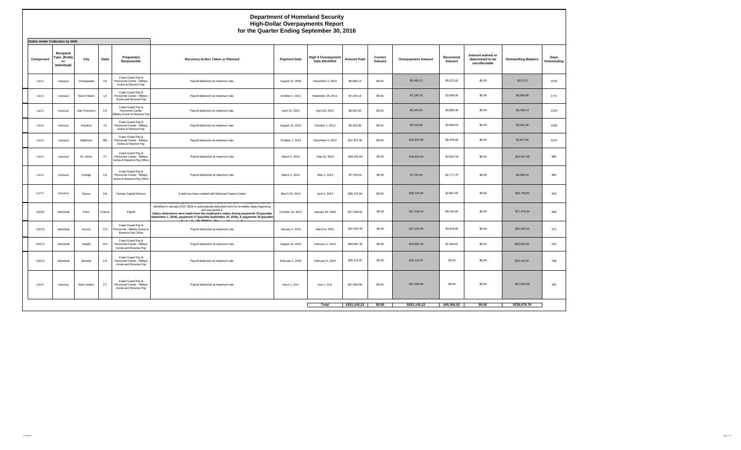# Department of Homeland Security
## High-Dollar Overpayments Report
### for the Quarter Ending September 30, 2016

**Debts Under Collection by DHS**

| Component | Recipient Type (Entity or Individual) | City | State | Program(s) Responsible | Recovery Action Taken or Planned | Payment Date | High $ Overpayment Date Identified | Amount Paid | Correct Amount | Overpayment Amount | Recovered Amount | Amount waived or determined to be uncollectable | Outstanding Balance | Days Outstanding |
|---|---|---|---|---|---|---|---|---|---|---|---|---|---|---|
| USCG | Individual | Chesapeake | VA | Coast Guard Pay & Personnel Center - Military Active & Reserve Pay | Payroll deduction at maximum rate. | August 15, 2009 | December 3, 2013 | $5,685.13 | $0.00 | $5,685.13 | $5,313.00 | $0.00 | $372.13 | 1032 |
| USCG | Individual | New Orleans | LA | Coast Guard Pay & Personnel Center - Military Active and Reserve Pay | Payroll deduction at maximum rate. | October 1, 2011 | November 25, 2011 | $7,135.16 | $0.00 | $7,135.16 | $3,098.30 | $0.00 | $4,036.86 | 1771 |
| USCG | Individual | San Francisco | CA | Coast Guard Pay & Personnel Center Military Active & Reserve Pay | Payroll deduction at maximum rate. | April 15, 2013 | April 30, 2013 | $5,923.50 | $0.00 | $5,923.50 | $3,885.36 | $0.00 | $2,038.14 | 1249 |
| USCG | Individual | Honolulu | HI | Coast Guard Pay & Personnel Center - Military Active & Reserve Pay | Payroll deduction at maximum rate. | August 15, 2013 | October 1, 2013 | $5,318.99 | $0.00 | $5,318.99 | $2,066.53 | $0.00 | $3,252.46 | 1095 |
| USCG | Individual | Baltimore | MD | Coast Guard Pay & Personnel Center - Military Active & Reserve Pay | Payroll deduction at maximum rate. | October 1, 2013 | December 4, 2013 | $12,307.00 | $0.00 | $12,307.00 | $6,479.08 | $0.00 | $5,827.92 | 1031 |
| USCG | Individual | St. Johns | FL | Coast Guard Pay & Personnel Center - Military Active & Reserve Pay Office | Payroll deduction at maximum rate | March 1, 2014 | May 15, 2014 | $18,420.83 | $0.00 | $18,420.83 | $2,813.78 | $0.00 | $15,607.05 | 869 |
| USCG | Individual | Orange | CA | Coast Guard Pay & Personnel Center - Military Active & Reserve Pay Office | Payroll deduction at maximum rate | March 1, 2014 | May 1, 2014 | $7,784.04 | $0.00 | $7,784.04 | $1,777.70 | $0.00 | $6,006.34 | 883 |
| FLETC | Individual | Glynco | GA | Human Capital Division | A debt has been created with National Finance Center | March 26, 2014 | April 4, 2014 | $36,725.84 | $0.00 | $36,725.84 | $2,967.00 | $0.00 | $33,758.84 | 910 |
| USSS | Individual | Paris | France | Payroll | The USSS employee agreed to a salary offset to repay the debt. The overpayment was identified in January 2015. $250 is automatically deducted from his bi-weekly salary beginning with pay period 6. **Salary deductions were made from the employee's salary during payperiod 16 (paydate September 1, 2016), payperiod 17 (paydate September 15, 2016), & payperiod 18 (paydate September 29, 2016) for this quarterly period.** | October 18, 2014 | January 30, 2015 | $27,229.44 | $0.00 | $27,229.44 | $9,750.00 | $0.00 | $17,479.44 | 609 |
| USCG | Individual | Aurora | CO | Coast Guard Pay & Personnel Center - Military Active & Reserve Pay Office | Payroll deduction at maximum rate | January 1, 2015 | March 9, 2015 | $37,254.30 | $0.00 | $37,254.30 | $4,919.96 | $0.00 | $32,334.34 | 571 |
| USCG | Individual | Seattle | WA | Coast Guard Pay & Personnel Center - Military Active and Reserve Pay | Payroll deduction at maximum rate | August 15, 2015 | February 1, 2016 | $64,687.36 | $0.00 | $64,687.36 | $1,994.81 | $0.00 | $62,692.55 | 242 |
| USCG | Individual | Miramar | CA | Coast Guard Pay & Personnel Center - Military Active and Reserve Pay | Payroll deduction at maximum rate. | February 1, 2016 | February 5, 2016 | $25,122.97 | $0.00 | $25,122.97 | $0.00 | $0.00 | $25,122.97 | 238 |
| USCG | Individual | New London | CT | Coast Guard Pay & Personnel Center - Military Active and Reserve Pay | Payroll deduction at maximum rate | March 1, 2016 | April 1, 2016 | $27,550.66 | $0.00 | $27,550.66 | $0.00 | $0.00 | $27,550.66 | 182 |
| | | | | | | | **Total** | **$281,145.22** | **$0.00** | **$281,145.22** | **$45,065.52** | **$0.00** | **$236,079.70** | |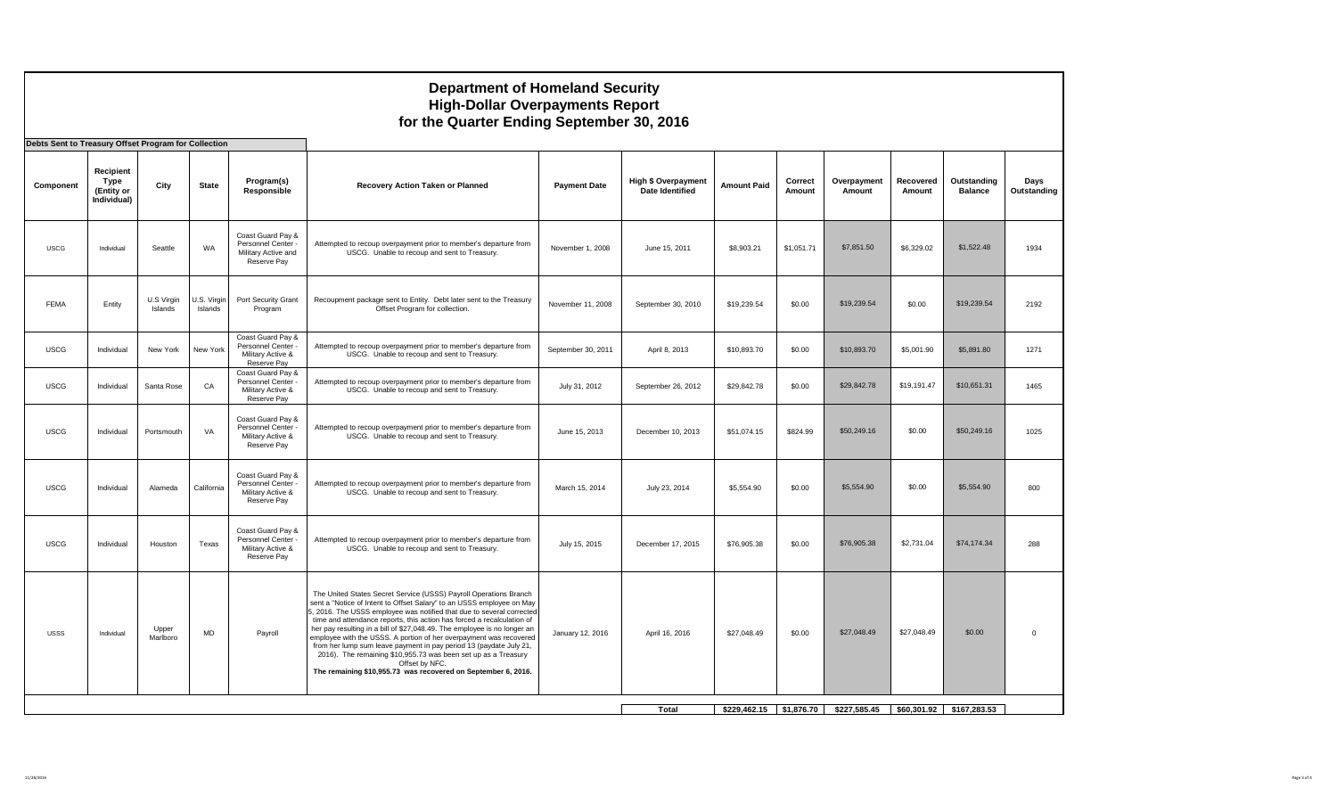# Department of Homeland Security
# High-Dollar Overpayments Report
# for the Quarter Ending September 30, 2016

**Debts Sent to Treasury Offset Program for Collection**

| Component | Recipient Type (Entity or Individual) | City | State | Program(s) Responsible | Recovery Action Taken or Planned | Payment Date | High $ Overpayment Date Identified | Amount Paid | Correct Amount | Overpayment Amount | Recovered Amount | Outstanding Balance | Days Outstanding |
|---|---|---|---|---|---|---|---|---|---|---|---|---|---|
| USCG | Individual | Seattle | WA | Coast Guard Pay & Personnel Center - Military Active and Reserve Pay | Attempted to recoup overpayment prior to member's departure from USCG. Unable to recoup and sent to Treasury. | November 1, 2008 | June 15, 2011 | $8,903.21 | $1,051.71 | $7,851.50 | $6,329.02 | $1,522.48 | 1934 |
| FEMA | Entity | U.S Virgin Islands | U.S. Virgin Islands | Port Security Grant Program | Recoupment package sent to Entity. Debt later sent to the Treasury Offset Program for collection. | November 11, 2008 | September 30, 2010 | $19,239.54 | $0.00 | $19,239.54 | $0.00 | $19,239.54 | 2192 |
| USCG | Individual | New York | New York | Coast Guard Pay & Personnel Center - Military Active & Reserve Pay | Attempted to recoup overpayment prior to member's departure from USCG. Unable to recoup and sent to Treasury. | September 30, 2011 | April 8, 2013 | $10,893.70 | $0.00 | $10,893.70 | $5,001.90 | $5,891.80 | 1271 |
| USCG | Individual | Santa Rose | CA | Coast Guard Pay & Personnel Center - Military Active & Reserve Pay | Attempted to recoup overpayment prior to member's departure from USCG. Unable to recoup and sent to Treasury. | July 31, 2012 | September 26, 2012 | $29,842.78 | $0.00 | $29,842.78 | $19,191.47 | $10,651.31 | 1465 |
| USCG | Individual | Portsmouth | VA | Coast Guard Pay & Personnel Center - Military Active & Reserve Pay | Attempted to recoup overpayment prior to member's departure from USCG. Unable to recoup and sent to Treasury. | June 15, 2013 | December 10, 2013 | $51,074.15 | $824.99 | $50,249.16 | $0.00 | $50,249.16 | 1025 |
| USCG | Individual | Alameda | California | Coast Guard Pay & Personnel Center - Military Active & Reserve Pay | Attempted to recoup overpayment prior to member's departure from USCG. Unable to recoup and sent to Treasury. | March 15, 2014 | July 23, 2014 | $5,554.90 | $0.00 | $5,554.90 | $0.00 | $5,554.90 | 800 |
| USCG | Individual | Houston | Texas | Coast Guard Pay & Personnel Center - Military Active & Reserve Pay | Attempted to recoup overpayment prior to member's departure from USCG. Unable to recoup and sent to Treasury. | July 15, 2015 | December 17, 2015 | $76,905.38 | $0.00 | $76,905.38 | $2,731.04 | $74,174.34 | 288 |
| USSS | Individual | Upper Marlboro | MD | Payroll | The United States Secret Service (USSS) Payroll Operations Branch sent a "Notice of Intent to Offset Salary" to an USSS employee on May 5, 2016. The USSS employee was notified that due to several corrected time and attendance reports, this action has forced a recalculation of her pay resulting in a bill of $27,048.49. The employee is no longer an employee with the USSS. A portion of her overpayment was recovered from her lump sum leave payment in pay period 13 (paydate July 21, 2016). The remaining $10,955.73 was been set up as a Treasury Offset by NFC. **The remaining $10,955.73 was recovered on September 6, 2016.** | January 12, 2016 | April 16, 2016 | $27,048.49 | $0.00 | $27,048.49 | $27,048.49 | $0.00 | 0 |
| | | | | | | | **Total** | **$229,462.15** | **$1,876.70** | **$227,585.45** | **$60,301.92** | **$167,283.53** | |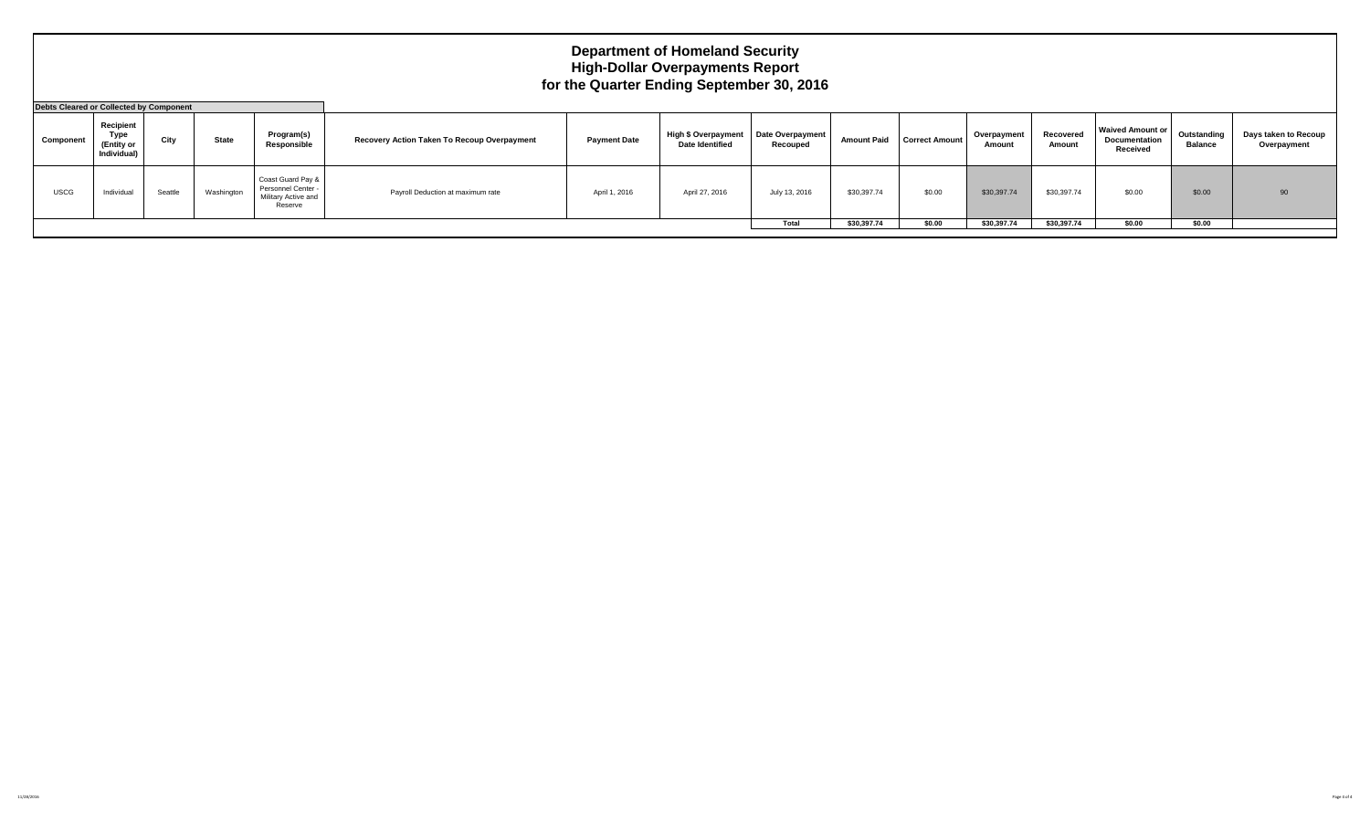# Department of Homeland Security
# High-Dollar Overpayments Report
# for the Quarter Ending September 30, 2016

**Debts Cleared or Collected by Component**

| Component | Recipient Type (Entity or Individual) | City | State | Program(s) Responsible | Recovery Action Taken To Recoup Overpayment | Payment Date | High $ Overpayment Date Identified | Date Overpayment Recouped | Amount Paid | Correct Amount | Overpayment Amount | Recovered Amount | Waived Amount or Documentation Received | Outstanding Balance | Days taken to Recoup Overpayment |
|---|---|---|---|---|---|---|---|---|---|---|---|---|---|---|---|
| USCG | Individual | Seattle | Washington | Coast Guard Pay & Personnel Center - Military Active and Reserve | Payroll Deduction at maximum rate | April 1, 2016 | April 27, 2016 | July 13, 2016 | $30,397.74 | $0.00 | $30,397.74 | $30,397.74 | $0.00 | $0.00 | 90 |
| | | | | | | | | **Total** | **$30,397.74** | **$0.00** | **$30,397.74** | **$30,397.74** | **$0.00** | **$0.00** | |